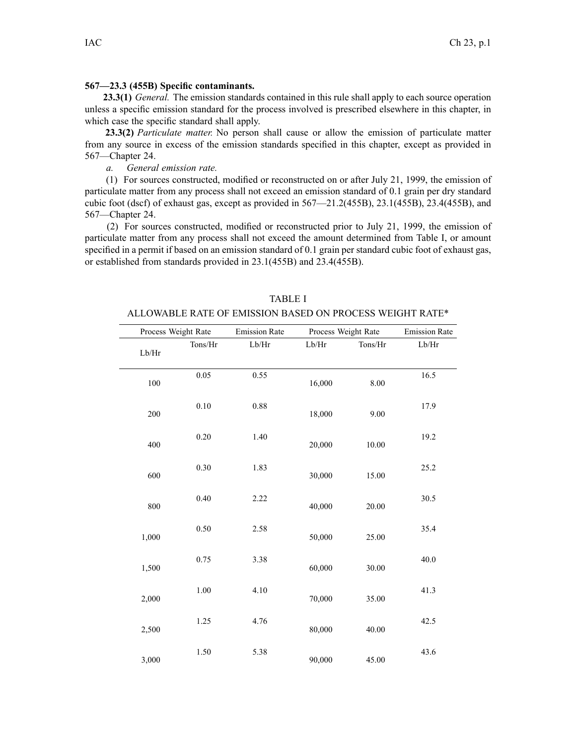**567—23.3 (455B) Specific contaminants.**

**23.3(1)** *General.* The emission standards contained in this rule shall apply to each source operation unless a specific emission standard for the process involved is prescribed elsewhere in this chapter, in which case the specific standard shall apply.

**23.3(2)** *Particulate matter.* No person shall cause or allow the emission of particulate matter from any source in excess of the emission standards specified in this chapter, except as provided in 567—Chapter 24.

*a. General emission rate.*

(1) For sources constructed, modified or reconstructed on or after July 21, 1999, the emission of particulate matter from any process shall not exceed an emission standard of 0.1 grain per dry standard cubic foot (dscf) of exhaust gas, except as provided in 567—21.2(455B), 23.1(455B), 23.4(455B), and 567—Chapter 24.

(2) For sources constructed, modified or reconstructed prior to July 21, 1999, the emission of particulate matter from any process shall not exceed the amount determined from Table I, or amount specified in a permit if based on an emission standard of 0.1 grain per standard cubic foot of exhaust gas, or established from standards provided in 23.1(455B) and 23.4(455B).

TABLE I

ALLOWABLE RATE OF EMISSION BASED ON PROCESS WEIGHT RATE*

| Process Weight Rate | | Emission Rate | Process Weight Rate | | Emission Rate |
|---|---|---|---|---|---|
| Lb/Hr | Tons/Hr | Lb/Hr | Lb/Hr | Tons/Hr | Lb/Hr |
| 100 | 0.05 | 0.55 | 16,000 | 8.00 | 16.5 |
| 200 | 0.10 | 0.88 | 18,000 | 9.00 | 17.9 |
| 400 | 0.20 | 1.40 | 20,000 | 10.00 | 19.2 |
| 600 | 0.30 | 1.83 | 30,000 | 15.00 | 25.2 |
| 800 | 0.40 | 2.22 | 40,000 | 20.00 | 30.5 |
| 1,000 | 0.50 | 2.58 | 50,000 | 25.00 | 35.4 |
| 1,500 | 0.75 | 3.38 | 60,000 | 30.00 | 40.0 |
| 2,000 | 1.00 | 4.10 | 70,000 | 35.00 | 41.3 |
| 2,500 | 1.25 | 4.76 | 80,000 | 40.00 | 42.5 |
| 3,000 | 1.50 | 5.38 | 90,000 | 45.00 | 43.6 |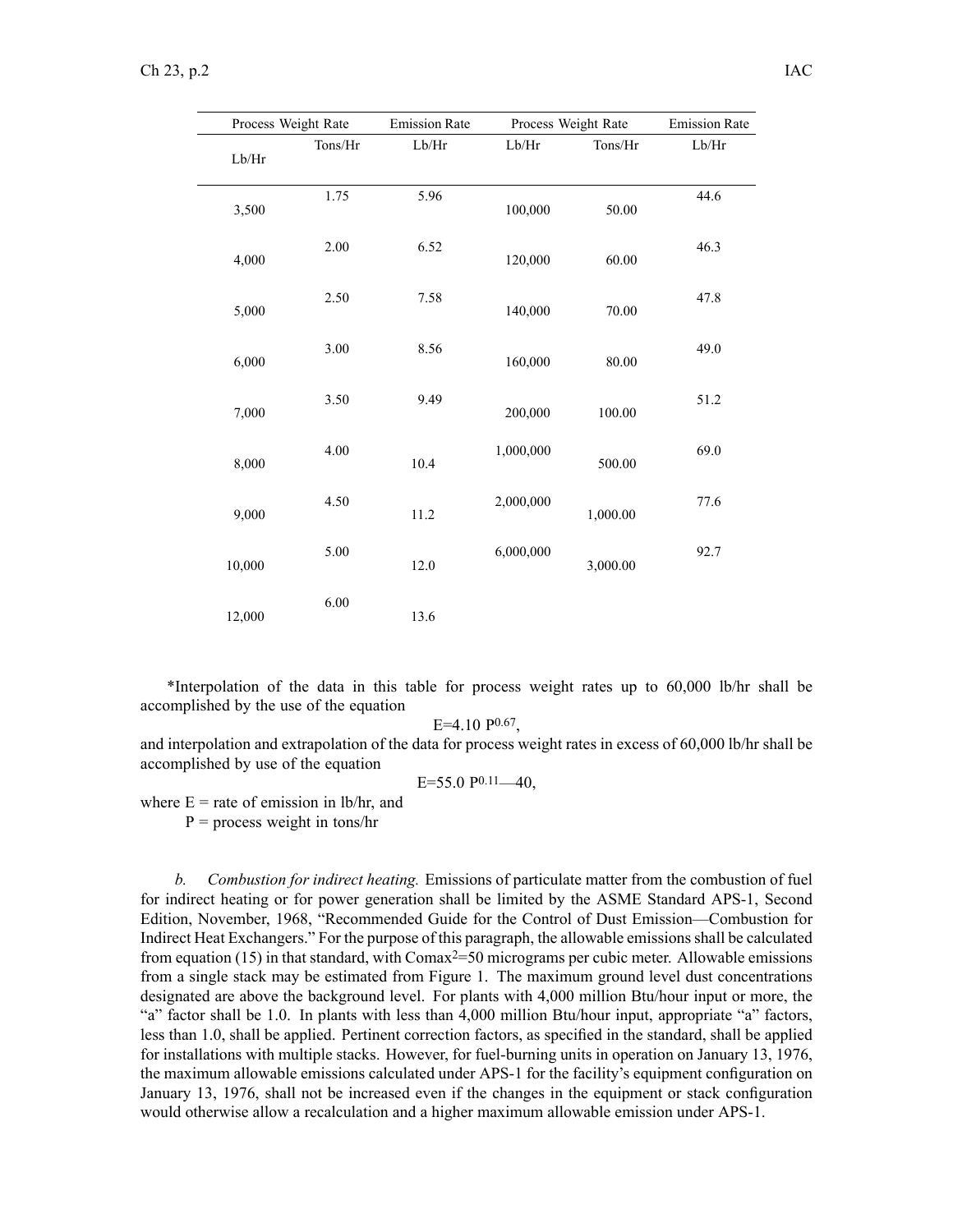| Process Weight Rate | | Emission Rate | Process Weight Rate | | Emission Rate |
|---|---|---|---|---|---|
| Lb/Hr | Tons/Hr | Lb/Hr | Lb/Hr | Tons/Hr | Lb/Hr |
| 3,500 | 1.75 | 5.96 | 100,000 | 50.00 | 44.6 |
| 4,000 | 2.00 | 6.52 | 120,000 | 60.00 | 46.3 |
| 5,000 | 2.50 | 7.58 | 140,000 | 70.00 | 47.8 |
| 6,000 | 3.00 | 8.56 | 160,000 | 80.00 | 49.0 |
| 7,000 | 3.50 | 9.49 | 200,000 | 100.00 | 51.2 |
| 8,000 | 4.00 | 10.4 | 1,000,000 | 500.00 | 69.0 |
| 9,000 | 4.50 | 11.2 | 2,000,000 | 1,000.00 | 77.6 |
| 10,000 | 5.00 | 12.0 | 6,000,000 | 3,000.00 | 92.7 |
| 12,000 | 6.00 | 13.6 | | | |

*Interpolation of the data in this table for process weight rates up to 60,000 lb/hr shall be accomplished by the use of the equation

$$E=4.10\ P^{0.67},$$

and interpolation and extrapolation of the data for process weight rates in excess of 60,000 lb/hr shall be accomplished by use of the equation

$$E=55.0\ P^{0.11}-40,$$

where E = rate of emission in lb/hr, and
P = process weight in tons/hr

*b.* *Combustion for indirect heating.* Emissions of particulate matter from the combustion of fuel for indirect heating or for power generation shall be limited by the ASME Standard APS-1, Second Edition, November, 1968, "Recommended Guide for the Control of Dust Emission—Combustion for Indirect Heat Exchangers." For the purpose of this paragraph, the allowable emissions shall be calculated from equation (15) in that standard, with $Comax^2$=50 micrograms per cubic meter. Allowable emissions from a single stack may be estimated from Figure 1. The maximum ground level dust concentrations designated are above the background level. For plants with 4,000 million Btu/hour input or more, the "a" factor shall be 1.0. In plants with less than 4,000 million Btu/hour input, appropriate "a" factors, less than 1.0, shall be applied. Pertinent correction factors, as specified in the standard, shall be applied for installations with multiple stacks. However, for fuel-burning units in operation on January 13, 1976, the maximum allowable emissions calculated under APS-1 for the facility's equipment configuration on January 13, 1976, shall not be increased even if the changes in the equipment or stack configuration would otherwise allow a recalculation and a higher maximum allowable emission under APS-1.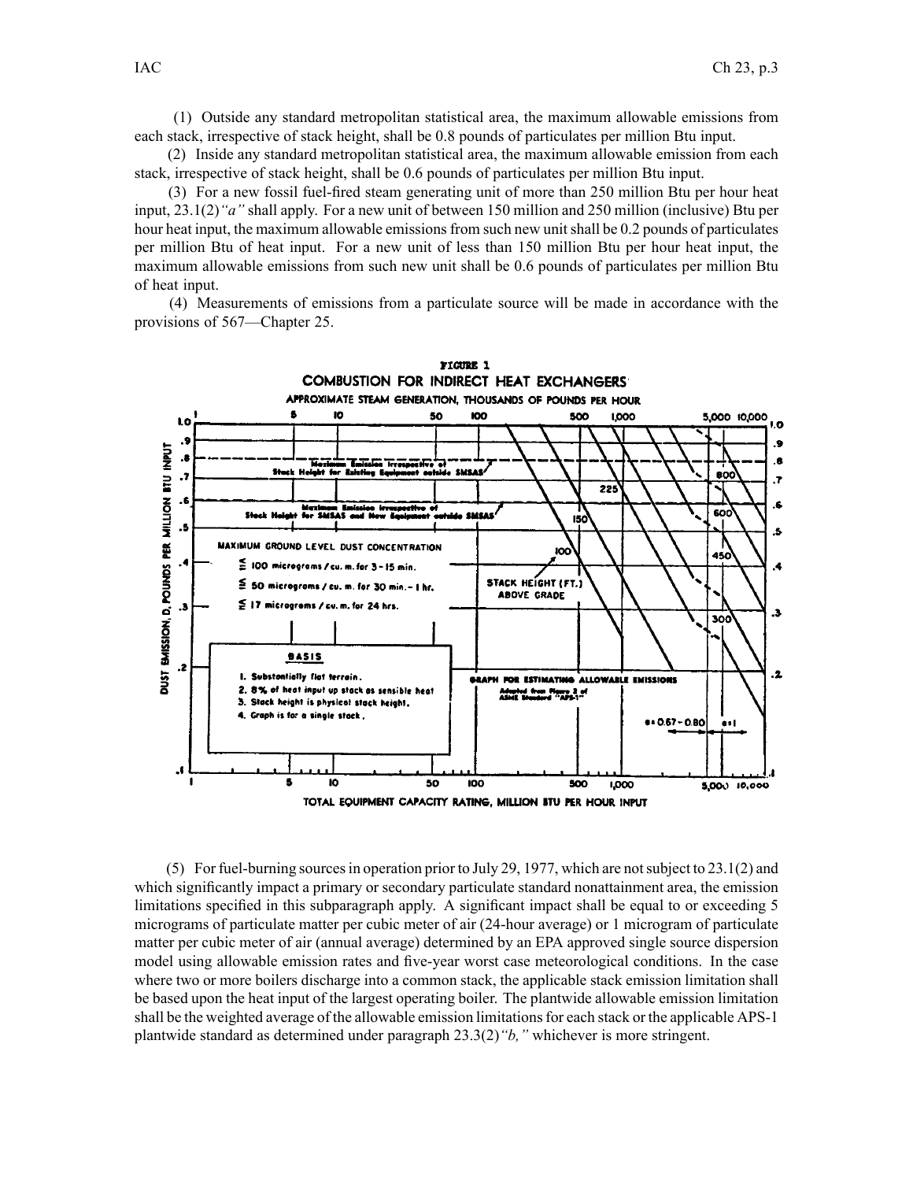(1) Outside any standard metropolitan statistical area, the maximum allowable emissions from each stack, irrespective of stack height, shall be 0.8 pounds of particulates per million Btu input.

(2) Inside any standard metropolitan statistical area, the maximum allowable emission from each stack, irrespective of stack height, shall be 0.6 pounds of particulates per million Btu input.

(3) For a new fossil fuel-fired steam generating unit of more than 250 million Btu per hour heat input, 23.1(2)*"a"* shall apply. For a new unit of between 150 million and 250 million (inclusive) Btu per hour heat input, the maximum allowable emissions from such new unit shall be 0.2 pounds of particulates per million Btu of heat input. For a new unit of less than 150 million Btu per hour heat input, the maximum allowable emissions from such new unit shall be 0.6 pounds of particulates per million Btu of heat input.

(4) Measurements of emissions from a particulate source will be made in accordance with the provisions of 567—Chapter 25.

**FIGURE 1**
**COMBUSTION FOR INDIRECT HEAT EXCHANGERS**

(5) For fuel-burning sources in operation prior to July 29, 1977, which are not subject to 23.1(2) and which significantly impact a primary or secondary particulate standard nonattainment area, the emission limitations specified in this subparagraph apply. A significant impact shall be equal to or exceeding 5 micrograms of particulate matter per cubic meter of air (24-hour average) or 1 microgram of particulate matter per cubic meter of air (annual average) determined by an EPA approved single source dispersion model using allowable emission rates and five-year worst case meteorological conditions. In the case where two or more boilers discharge into a common stack, the applicable stack emission limitation shall be based upon the heat input of the largest operating boiler. The plantwide allowable emission limitation shall be the weighted average of the allowable emission limitations for each stack or the applicable APS-1 plantwide standard as determined under paragraph 23.3(2)*"b,"* whichever is more stringent.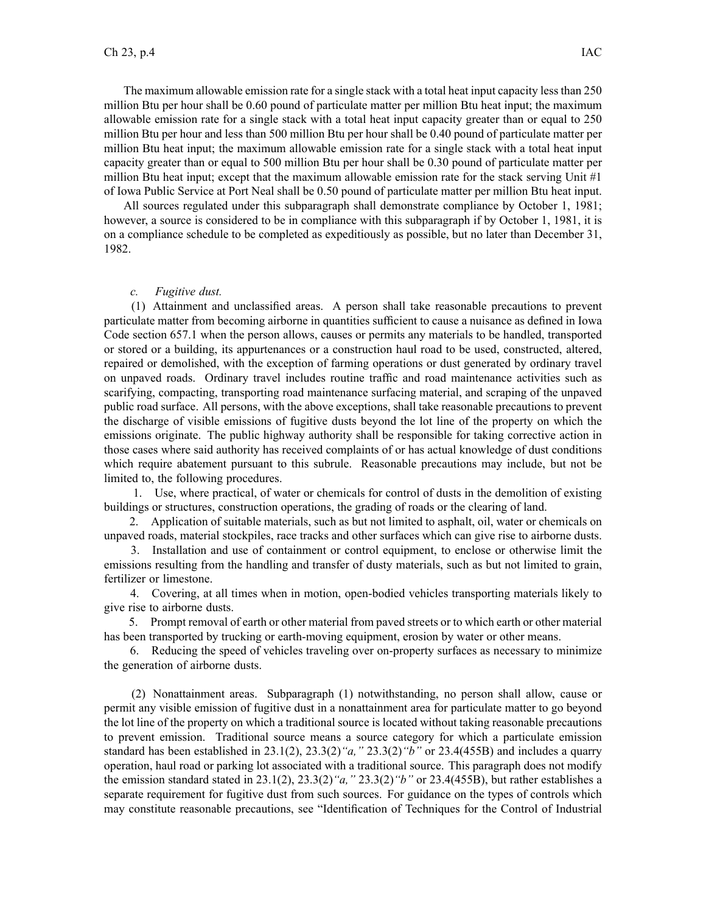The maximum allowable emission rate for a single stack with a total heat input capacity less than 250 million Btu per hour shall be 0.60 pound of particulate matter per million Btu heat input; the maximum allowable emission rate for a single stack with a total heat input capacity greater than or equal to 250 million Btu per hour and less than 500 million Btu per hour shall be 0.40 pound of particulate matter per million Btu heat input; the maximum allowable emission rate for a single stack with a total heat input capacity greater than or equal to 500 million Btu per hour shall be 0.30 pound of particulate matter per million Btu heat input; except that the maximum allowable emission rate for the stack serving Unit #1 of Iowa Public Service at Port Neal shall be 0.50 pound of particulate matter per million Btu heat input.

All sources regulated under this subparagraph shall demonstrate compliance by October 1, 1981; however, a source is considered to be in compliance with this subparagraph if by October 1, 1981, it is on a compliance schedule to be completed as expeditiously as possible, but no later than December 31, 1982.

*c. Fugitive dust.*

(1) Attainment and unclassified areas. A person shall take reasonable precautions to prevent particulate matter from becoming airborne in quantities sufficient to cause a nuisance as defined in Iowa Code section 657.1 when the person allows, causes or permits any materials to be handled, transported or stored or a building, its appurtenances or a construction haul road to be used, constructed, altered, repaired or demolished, with the exception of farming operations or dust generated by ordinary travel on unpaved roads. Ordinary travel includes routine traffic and road maintenance activities such as scarifying, compacting, transporting road maintenance surfacing material, and scraping of the unpaved public road surface. All persons, with the above exceptions, shall take reasonable precautions to prevent the discharge of visible emissions of fugitive dusts beyond the lot line of the property on which the emissions originate. The public highway authority shall be responsible for taking corrective action in those cases where said authority has received complaints of or has actual knowledge of dust conditions which require abatement pursuant to this subrule. Reasonable precautions may include, but not be limited to, the following procedures.

1. Use, where practical, of water or chemicals for control of dusts in the demolition of existing buildings or structures, construction operations, the grading of roads or the clearing of land.

2. Application of suitable materials, such as but not limited to asphalt, oil, water or chemicals on unpaved roads, material stockpiles, race tracks and other surfaces which can give rise to airborne dusts.

3. Installation and use of containment or control equipment, to enclose or otherwise limit the emissions resulting from the handling and transfer of dusty materials, such as but not limited to grain, fertilizer or limestone.

4. Covering, at all times when in motion, open-bodied vehicles transporting materials likely to give rise to airborne dusts.

5. Prompt removal of earth or other material from paved streets or to which earth or other material has been transported by trucking or earth-moving equipment, erosion by water or other means.

6. Reducing the speed of vehicles traveling over on-property surfaces as necessary to minimize the generation of airborne dusts.

(2) Nonattainment areas. Subparagraph (1) notwithstanding, no person shall allow, cause or permit any visible emission of fugitive dust in a nonattainment area for particulate matter to go beyond the lot line of the property on which a traditional source is located without taking reasonable precautions to prevent emission. Traditional source means a source category for which a particulate emission standard has been established in 23.1(2), 23.3(2)*"a,"* 23.3(2)*"b"* or 23.4(455B) and includes a quarry operation, haul road or parking lot associated with a traditional source. This paragraph does not modify the emission standard stated in 23.1(2), 23.3(2)*"a,"* 23.3(2)*"b"* or 23.4(455B), but rather establishes a separate requirement for fugitive dust from such sources. For guidance on the types of controls which may constitute reasonable precautions, see "Identification of Techniques for the Control of Industrial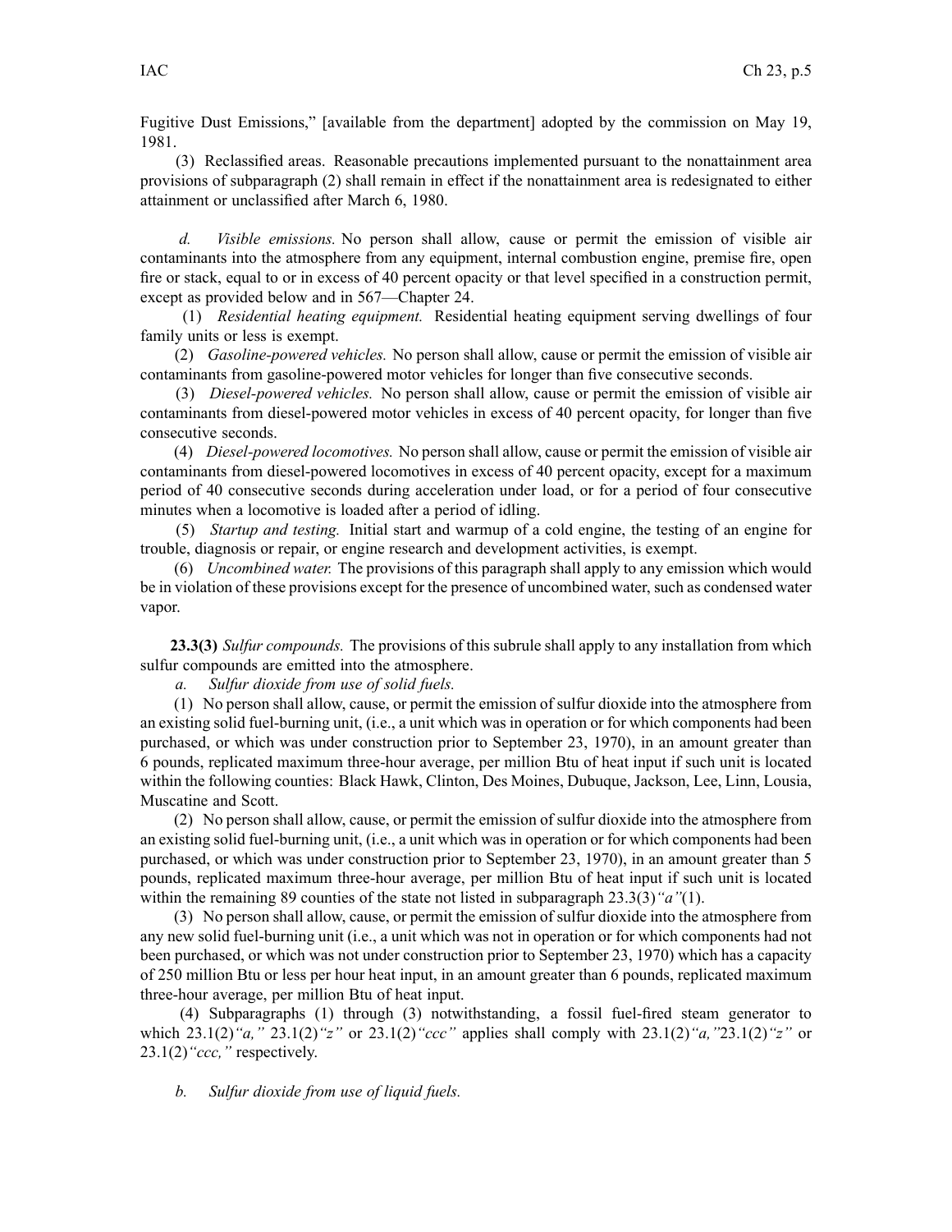Fugitive Dust Emissions," [available from the department] adopted by the commission on May 19, 1981.

(3) Reclassified areas. Reasonable precautions implemented pursuant to the nonattainment area provisions of subparagraph (2) shall remain in effect if the nonattainment area is redesignated to either attainment or unclassified after March 6, 1980.

*d.* *Visible emissions.* No person shall allow, cause or permit the emission of visible air contaminants into the atmosphere from any equipment, internal combustion engine, premise fire, open fire or stack, equal to or in excess of 40 percent opacity or that level specified in a construction permit, except as provided below and in 567—Chapter 24.

(1) *Residential heating equipment.* Residential heating equipment serving dwellings of four family units or less is exempt.

(2) *Gasoline-powered vehicles.* No person shall allow, cause or permit the emission of visible air contaminants from gasoline-powered motor vehicles for longer than five consecutive seconds.

(3) *Diesel-powered vehicles.* No person shall allow, cause or permit the emission of visible air contaminants from diesel-powered motor vehicles in excess of 40 percent opacity, for longer than five consecutive seconds.

(4) *Diesel-powered locomotives.* No person shall allow, cause or permit the emission of visible air contaminants from diesel-powered locomotives in excess of 40 percent opacity, except for a maximum period of 40 consecutive seconds during acceleration under load, or for a period of four consecutive minutes when a locomotive is loaded after a period of idling.

(5) *Startup and testing.* Initial start and warmup of a cold engine, the testing of an engine for trouble, diagnosis or repair, or engine research and development activities, is exempt.

(6) *Uncombined water.* The provisions of this paragraph shall apply to any emission which would be in violation of these provisions except for the presence of uncombined water, such as condensed water vapor.

**23.3(3)** *Sulfur compounds.* The provisions of this subrule shall apply to any installation from which sulfur compounds are emitted into the atmosphere.

*a.* *Sulfur dioxide from use of solid fuels.*

(1) No person shall allow, cause, or permit the emission of sulfur dioxide into the atmosphere from an existing solid fuel-burning unit, (i.e., a unit which was in operation or for which components had been purchased, or which was under construction prior to September 23, 1970), in an amount greater than 6 pounds, replicated maximum three-hour average, per million Btu of heat input if such unit is located within the following counties: Black Hawk, Clinton, Des Moines, Dubuque, Jackson, Lee, Linn, Lousia, Muscatine and Scott.

(2) No person shall allow, cause, or permit the emission of sulfur dioxide into the atmosphere from an existing solid fuel-burning unit, (i.e., a unit which was in operation or for which components had been purchased, or which was under construction prior to September 23, 1970), in an amount greater than 5 pounds, replicated maximum three-hour average, per million Btu of heat input if such unit is located within the remaining 89 counties of the state not listed in subparagraph 23.3(3)*"a"*(1).

(3) No person shall allow, cause, or permit the emission of sulfur dioxide into the atmosphere from any new solid fuel-burning unit (i.e., a unit which was not in operation or for which components had not been purchased, or which was not under construction prior to September 23, 1970) which has a capacity of 250 million Btu or less per hour heat input, in an amount greater than 6 pounds, replicated maximum three-hour average, per million Btu of heat input.

(4) Subparagraphs (1) through (3) notwithstanding, a fossil fuel-fired steam generator to which 23.1(2)*"a,"* 23.1(2)*"z"* or 23.1(2)*"ccc"* applies shall comply with 23.1(2)*"a,"*23.1(2)*"z"* or 23.1(2)*"ccc,"* respectively.

*b.* *Sulfur dioxide from use of liquid fuels.*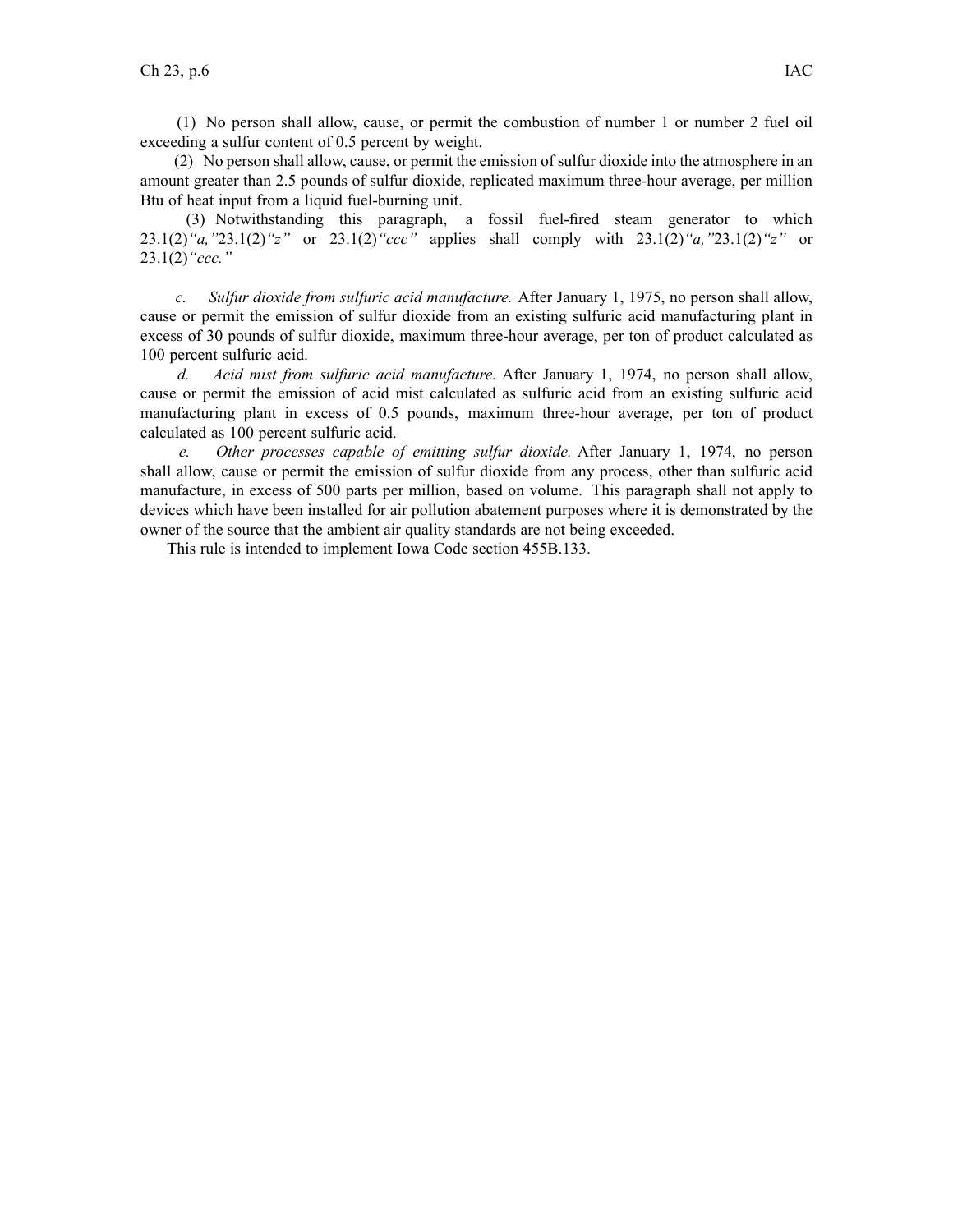(1) No person shall allow, cause, or permit the combustion of number 1 or number 2 fuel oil exceeding a sulfur content of 0.5 percent by weight.

(2) No person shall allow, cause, or permit the emission of sulfur dioxide into the atmosphere in an amount greater than 2.5 pounds of sulfur dioxide, replicated maximum three-hour average, per million Btu of heat input from a liquid fuel-burning unit.

(3) Notwithstanding this paragraph, a fossil fuel-fired steam generator to which 23.1(2)*"a,"*23.1(2)*"z"* or 23.1(2)*"ccc"* applies shall comply with 23.1(2)*"a,"*23.1(2)*"z"* or 23.1(2)*"ccc."*

*c. Sulfur dioxide from sulfuric acid manufacture.* After January 1, 1975, no person shall allow, cause or permit the emission of sulfur dioxide from an existing sulfuric acid manufacturing plant in excess of 30 pounds of sulfur dioxide, maximum three-hour average, per ton of product calculated as 100 percent sulfuric acid.

*d. Acid mist from sulfuric acid manufacture.* After January 1, 1974, no person shall allow, cause or permit the emission of acid mist calculated as sulfuric acid from an existing sulfuric acid manufacturing plant in excess of 0.5 pounds, maximum three-hour average, per ton of product calculated as 100 percent sulfuric acid.

*e. Other processes capable of emitting sulfur dioxide.* After January 1, 1974, no person shall allow, cause or permit the emission of sulfur dioxide from any process, other than sulfuric acid manufacture, in excess of 500 parts per million, based on volume. This paragraph shall not apply to devices which have been installed for air pollution abatement purposes where it is demonstrated by the owner of the source that the ambient air quality standards are not being exceeded.

This rule is intended to implement Iowa Code section 455B.133.